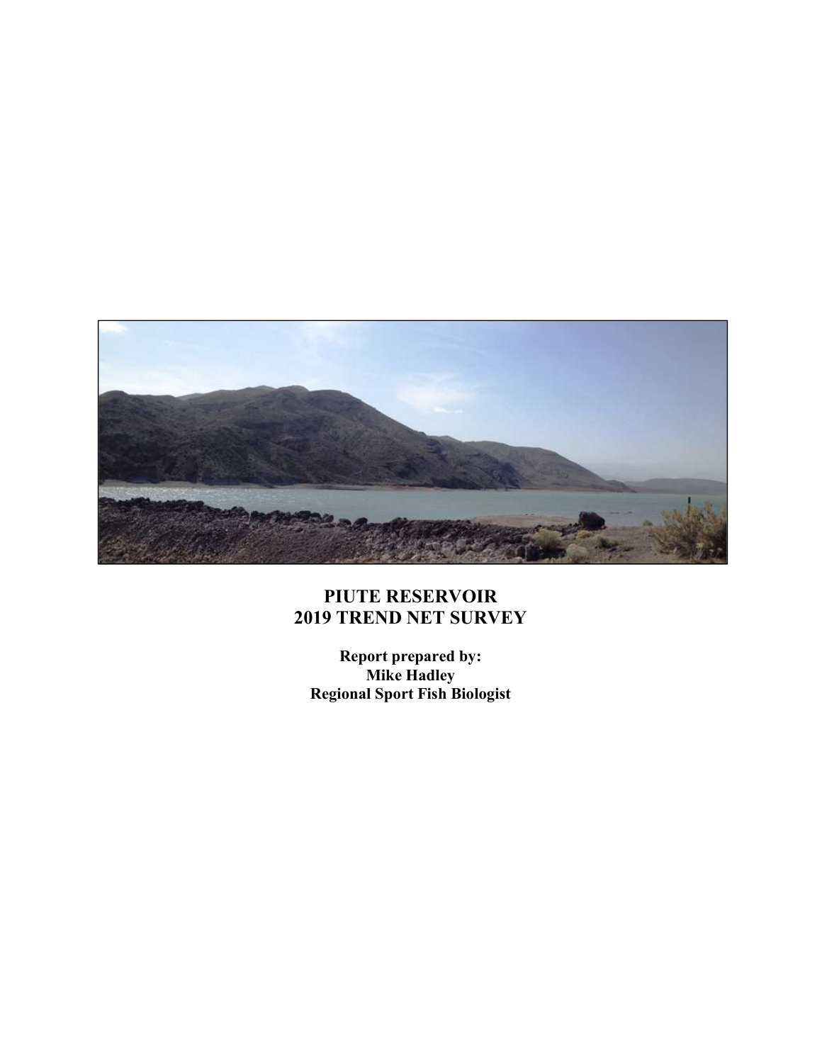# PIUTE RESERVOIR
# 2019 TREND NET SURVEY

**Report prepared by:**
**Mike Hadley**
**Regional Sport Fish Biologist**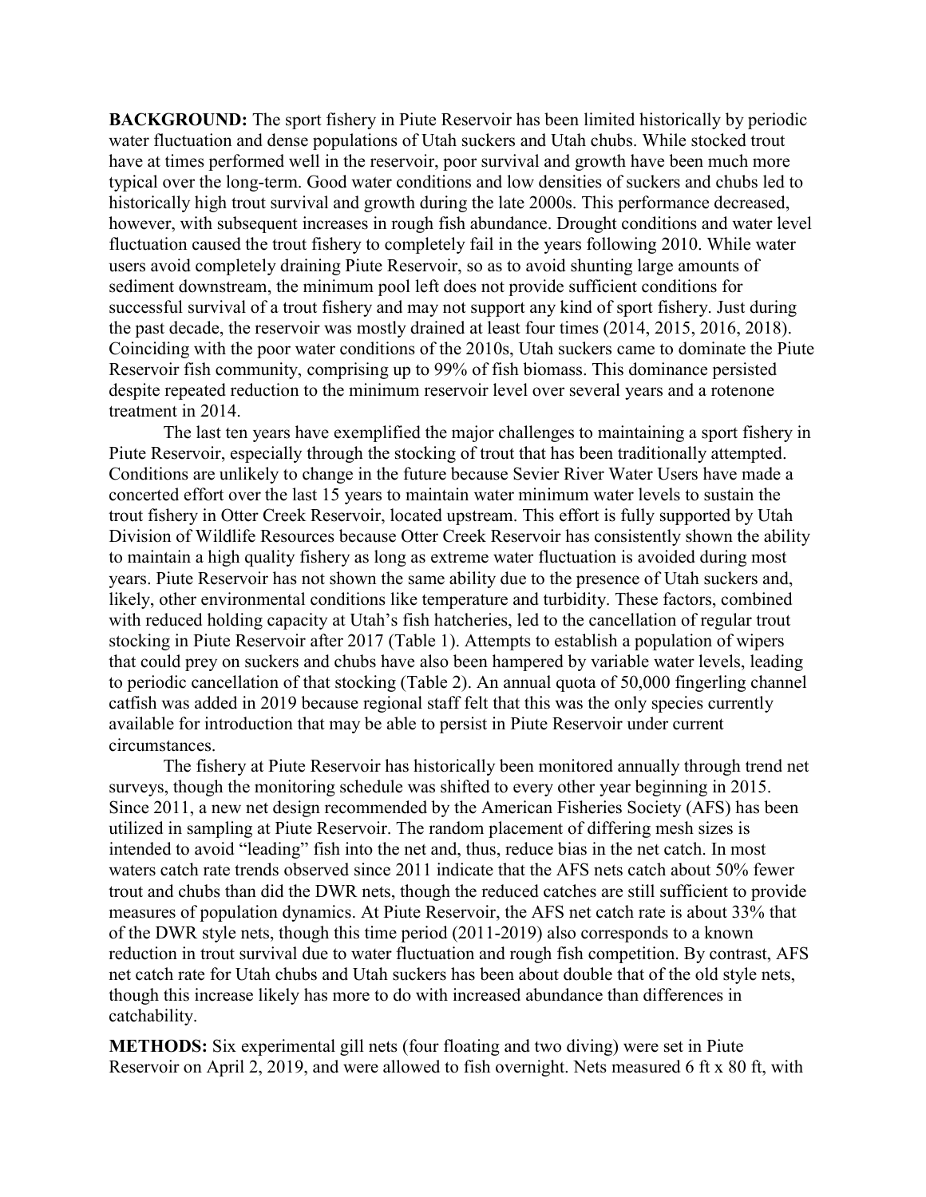**BACKGROUND:** The sport fishery in Piute Reservoir has been limited historically by periodic water fluctuation and dense populations of Utah suckers and Utah chubs. While stocked trout have at times performed well in the reservoir, poor survival and growth have been much more typical over the long-term. Good water conditions and low densities of suckers and chubs led to historically high trout survival and growth during the late 2000s. This performance decreased, however, with subsequent increases in rough fish abundance. Drought conditions and water level fluctuation caused the trout fishery to completely fail in the years following 2010. While water users avoid completely draining Piute Reservoir, so as to avoid shunting large amounts of sediment downstream, the minimum pool left does not provide sufficient conditions for successful survival of a trout fishery and may not support any kind of sport fishery. Just during the past decade, the reservoir was mostly drained at least four times (2014, 2015, 2016, 2018). Coinciding with the poor water conditions of the 2010s, Utah suckers came to dominate the Piute Reservoir fish community, comprising up to 99% of fish biomass. This dominance persisted despite repeated reduction to the minimum reservoir level over several years and a rotenone treatment in 2014.

The last ten years have exemplified the major challenges to maintaining a sport fishery in Piute Reservoir, especially through the stocking of trout that has been traditionally attempted. Conditions are unlikely to change in the future because Sevier River Water Users have made a concerted effort over the last 15 years to maintain water minimum water levels to sustain the trout fishery in Otter Creek Reservoir, located upstream. This effort is fully supported by Utah Division of Wildlife Resources because Otter Creek Reservoir has consistently shown the ability to maintain a high quality fishery as long as extreme water fluctuation is avoided during most years. Piute Reservoir has not shown the same ability due to the presence of Utah suckers and, likely, other environmental conditions like temperature and turbidity. These factors, combined with reduced holding capacity at Utah's fish hatcheries, led to the cancellation of regular trout stocking in Piute Reservoir after 2017 (Table 1). Attempts to establish a population of wipers that could prey on suckers and chubs have also been hampered by variable water levels, leading to periodic cancellation of that stocking (Table 2). An annual quota of 50,000 fingerling channel catfish was added in 2019 because regional staff felt that this was the only species currently available for introduction that may be able to persist in Piute Reservoir under current circumstances.

The fishery at Piute Reservoir has historically been monitored annually through trend net surveys, though the monitoring schedule was shifted to every other year beginning in 2015. Since 2011, a new net design recommended by the American Fisheries Society (AFS) has been utilized in sampling at Piute Reservoir. The random placement of differing mesh sizes is intended to avoid "leading" fish into the net and, thus, reduce bias in the net catch. In most waters catch rate trends observed since 2011 indicate that the AFS nets catch about 50% fewer trout and chubs than did the DWR nets, though the reduced catches are still sufficient to provide measures of population dynamics. At Piute Reservoir, the AFS net catch rate is about 33% that of the DWR style nets, though this time period (2011-2019) also corresponds to a known reduction in trout survival due to water fluctuation and rough fish competition. By contrast, AFS net catch rate for Utah chubs and Utah suckers has been about double that of the old style nets, though this increase likely has more to do with increased abundance than differences in catchability.

**METHODS:** Six experimental gill nets (four floating and two diving) were set in Piute Reservoir on April 2, 2019, and were allowed to fish overnight. Nets measured 6 ft x 80 ft, with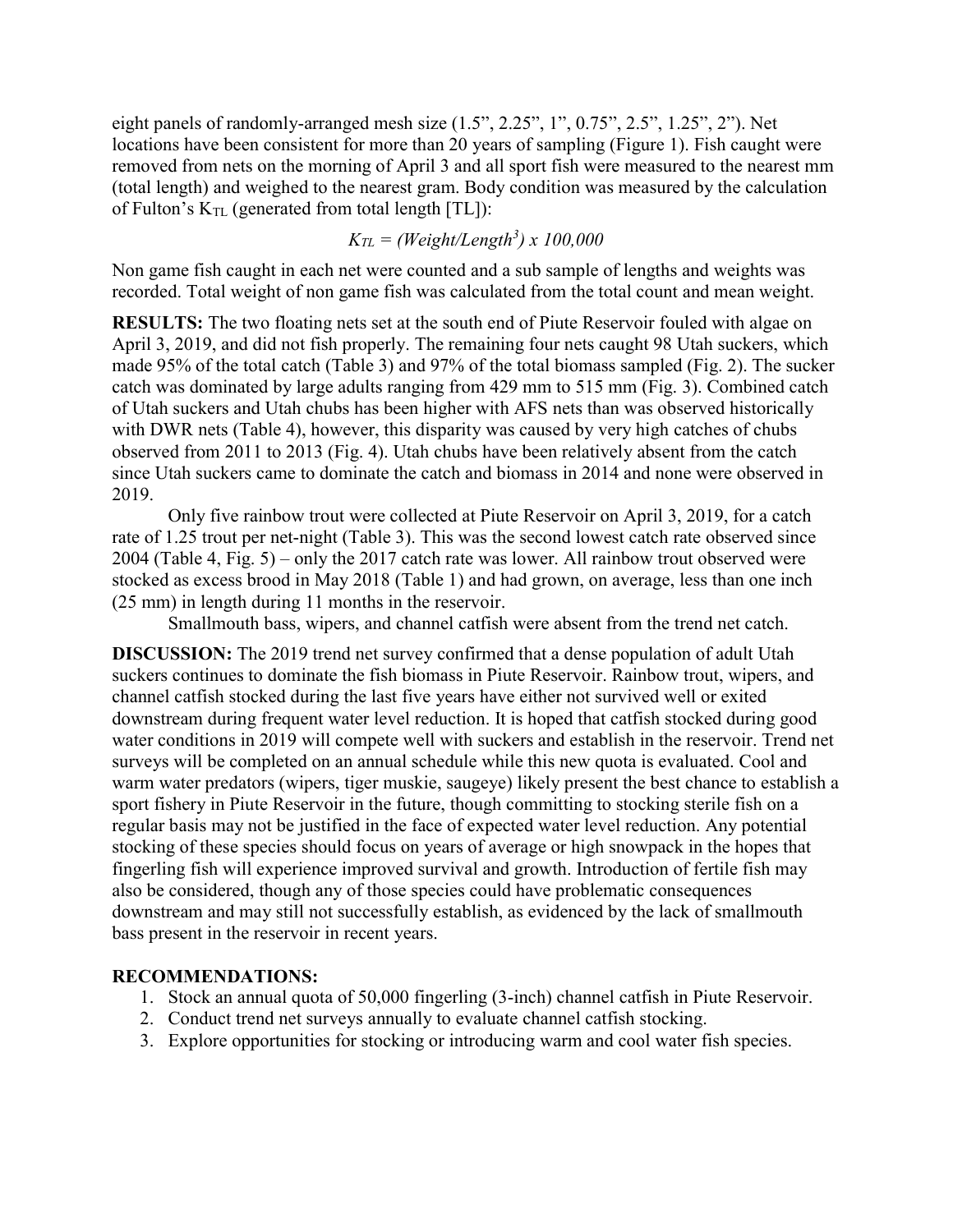eight panels of randomly-arranged mesh size (1.5”, 2.25”, 1”, 0.75”, 2.5”, 1.25”, 2”). Net locations have been consistent for more than 20 years of sampling (Figure 1). Fish caught were removed from nets on the morning of April 3 and all sport fish were measured to the nearest mm (total length) and weighed to the nearest gram. Body condition was measured by the calculation of Fulton’s $K_{TL}$ (generated from total length [TL]):

$$K_{TL} = (Weight/Length^3) \times 100{,}000$$

Non game fish caught in each net were counted and a sub sample of lengths and weights was recorded. Total weight of non game fish was calculated from the total count and mean weight.

**RESULTS:** The two floating nets set at the south end of Piute Reservoir fouled with algae on April 3, 2019, and did not fish properly. The remaining four nets caught 98 Utah suckers, which made 95% of the total catch (Table 3) and 97% of the total biomass sampled (Fig. 2). The sucker catch was dominated by large adults ranging from 429 mm to 515 mm (Fig. 3). Combined catch of Utah suckers and Utah chubs has been higher with AFS nets than was observed historically with DWR nets (Table 4), however, this disparity was caused by very high catches of chubs observed from 2011 to 2013 (Fig. 4). Utah chubs have been relatively absent from the catch since Utah suckers came to dominate the catch and biomass in 2014 and none were observed in 2019.

Only five rainbow trout were collected at Piute Reservoir on April 3, 2019, for a catch rate of 1.25 trout per net-night (Table 3). This was the second lowest catch rate observed since 2004 (Table 4, Fig. 5) – only the 2017 catch rate was lower. All rainbow trout observed were stocked as excess brood in May 2018 (Table 1) and had grown, on average, less than one inch (25 mm) in length during 11 months in the reservoir.

Smallmouth bass, wipers, and channel catfish were absent from the trend net catch.

**DISCUSSION:** The 2019 trend net survey confirmed that a dense population of adult Utah suckers continues to dominate the fish biomass in Piute Reservoir. Rainbow trout, wipers, and channel catfish stocked during the last five years have either not survived well or exited downstream during frequent water level reduction. It is hoped that catfish stocked during good water conditions in 2019 will compete well with suckers and establish in the reservoir. Trend net surveys will be completed on an annual schedule while this new quota is evaluated. Cool and warm water predators (wipers, tiger muskie, saugeye) likely present the best chance to establish a sport fishery in Piute Reservoir in the future, though committing to stocking sterile fish on a regular basis may not be justified in the face of expected water level reduction. Any potential stocking of these species should focus on years of average or high snowpack in the hopes that fingerling fish will experience improved survival and growth. Introduction of fertile fish may also be considered, though any of those species could have problematic consequences downstream and may still not successfully establish, as evidenced by the lack of smallmouth bass present in the reservoir in recent years.

**RECOMMENDATIONS:**

1. Stock an annual quota of 50,000 fingerling (3-inch) channel catfish in Piute Reservoir.
2. Conduct trend net surveys annually to evaluate channel catfish stocking.
3. Explore opportunities for stocking or introducing warm and cool water fish species.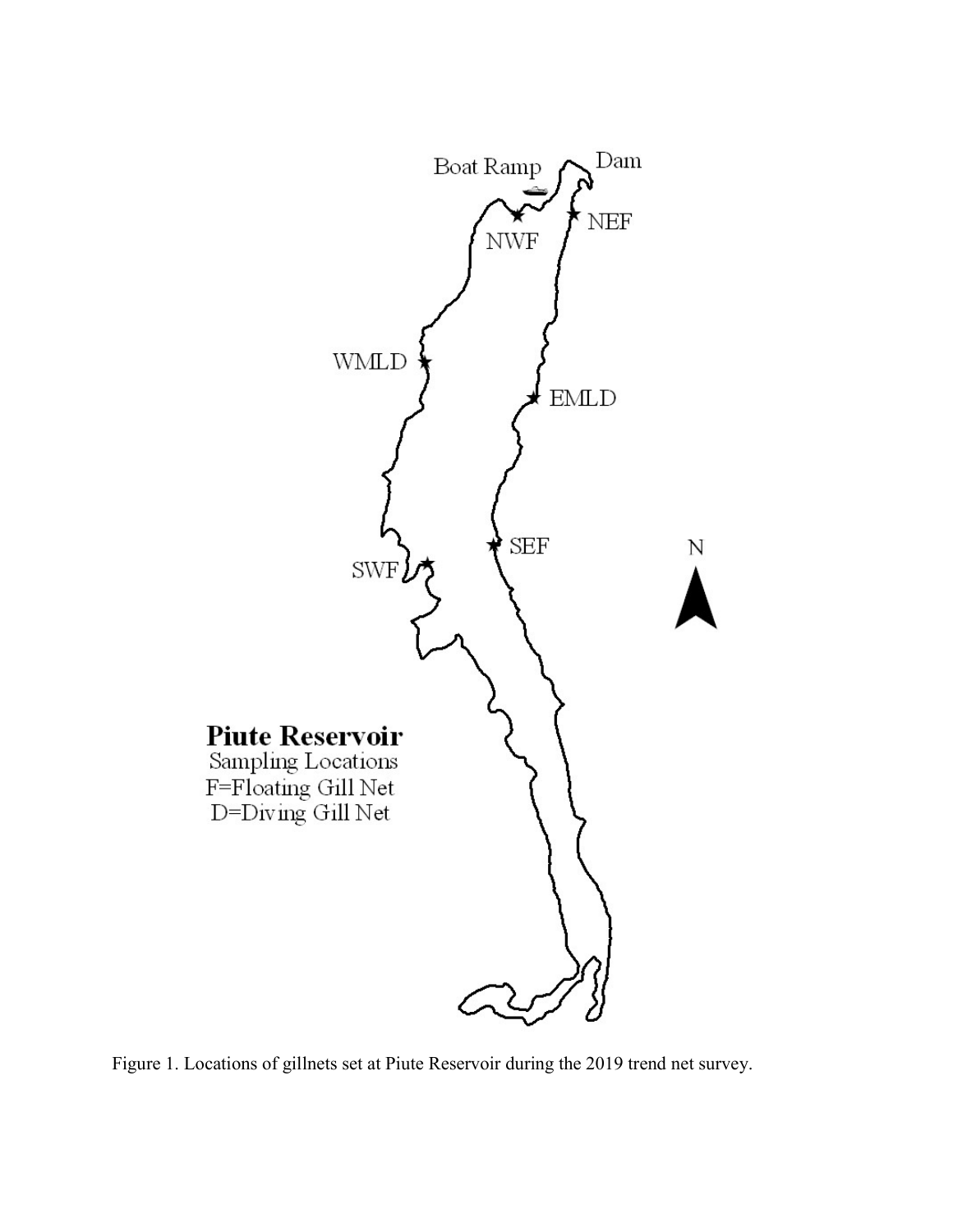Boat Ramp

Dam

NWF

NEF

WMLD

EMLD

SEF

SWF

N

**Piute Reservoir**
Sampling Locations
F=Floating Gill Net
D=Diving Gill Net

Figure 1. Locations of gillnets set at Piute Reservoir during the 2019 trend net survey.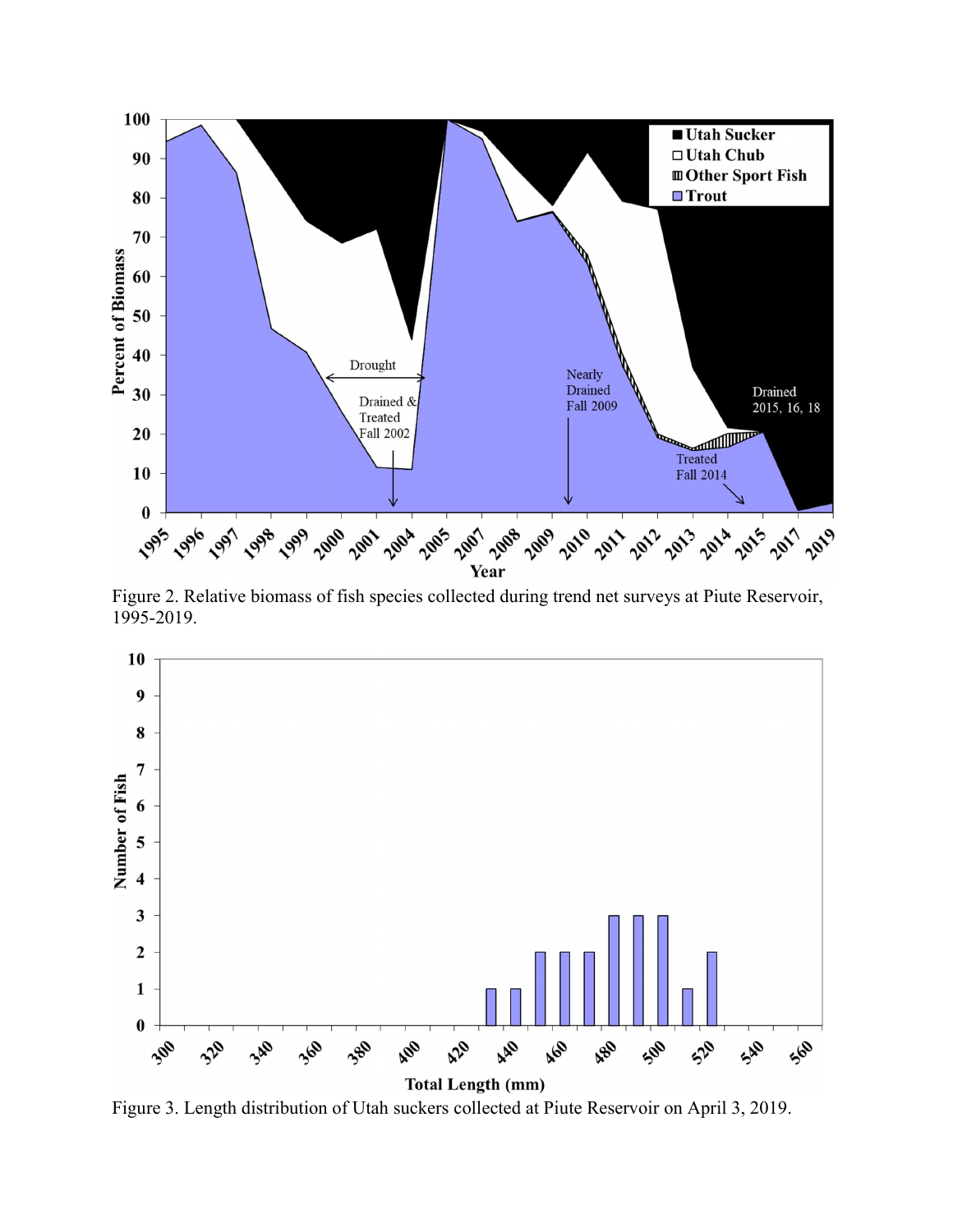Figure 2. Relative biomass of fish species collected during trend net surveys at Piute Reservoir, 1995-2019.

Figure 3. Length distribution of Utah suckers collected at Piute Reservoir on April 3, 2019.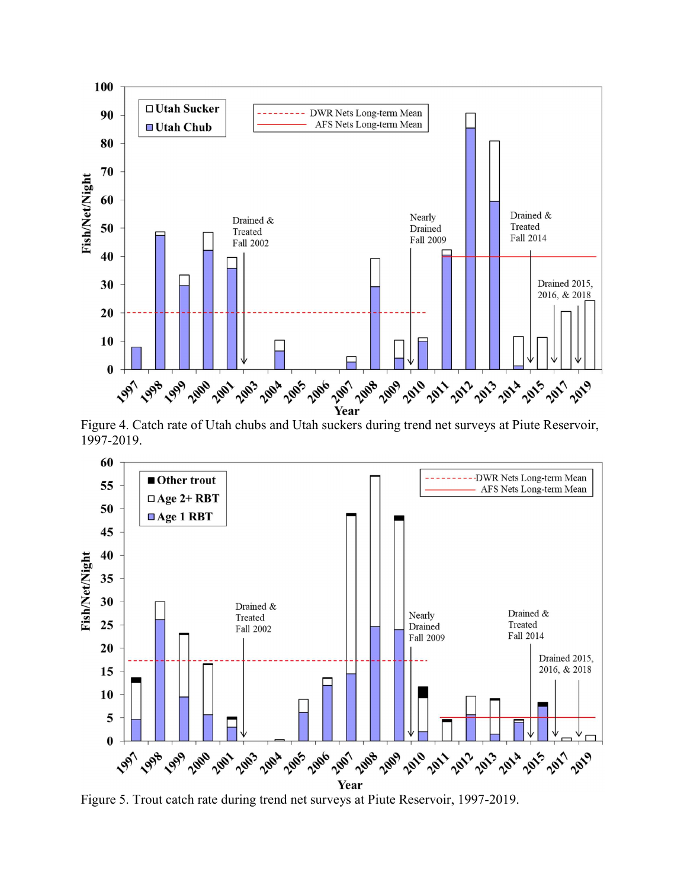Figure 4. Catch rate of Utah chubs and Utah suckers during trend net surveys at Piute Reservoir, 1997-2019.

Figure 5. Trout catch rate during trend net surveys at Piute Reservoir, 1997-2019.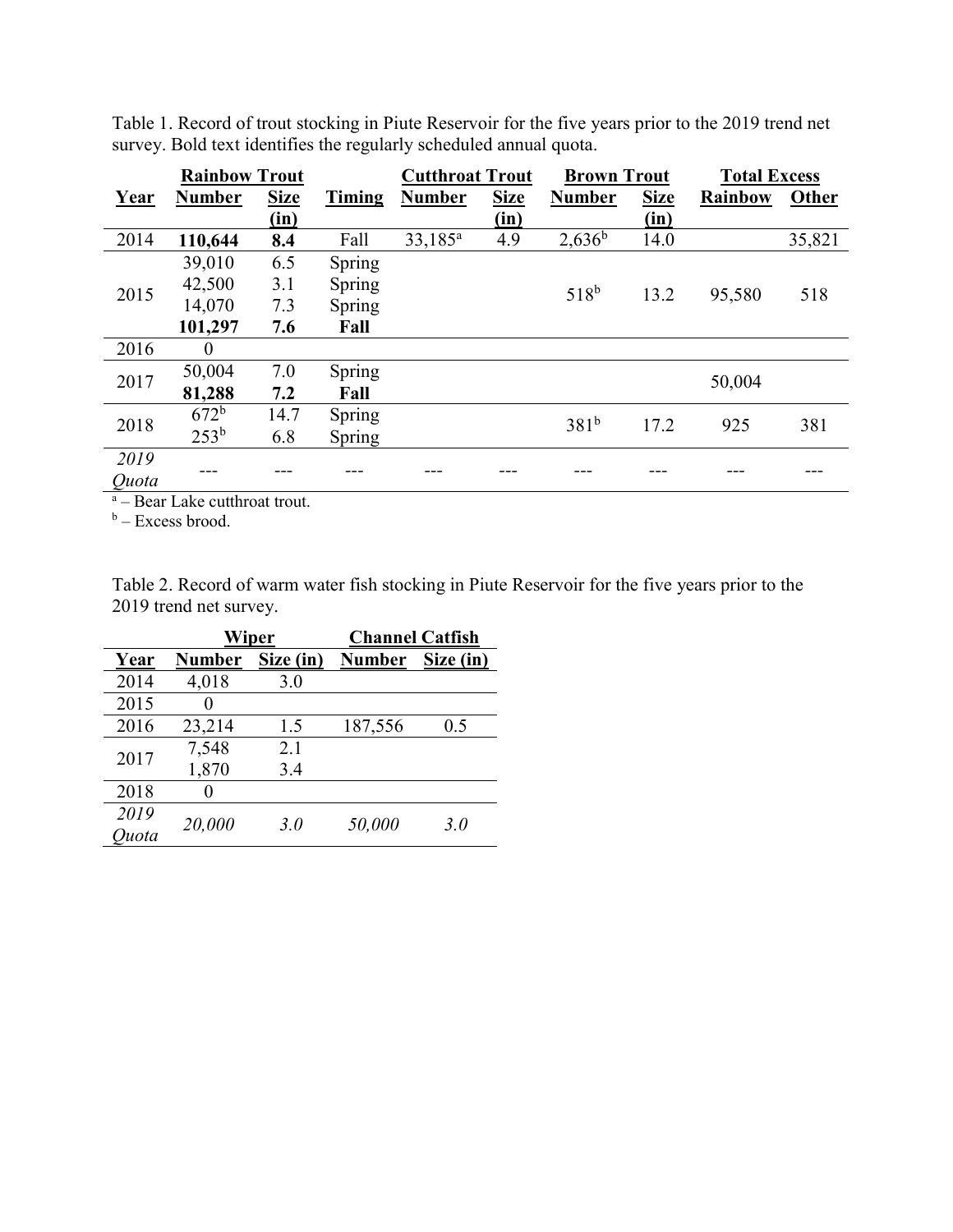Table 1. Record of trout stocking in Piute Reservoir for the five years prior to the 2019 trend net survey. Bold text identifies the regularly scheduled annual quota.

| | Rainbow Trout | | | Cutthroat Trout | | Brown Trout | | Total Excess | |
|---|---|---|---|---|---|---|---|---|---|
| Year | Number | Size (in) | Timing | Number | Size (in) | Number | Size (in) | Rainbow | Other |
| 2014 | **110,644** | **8.4** | Fall | 33,185[a] | 4.9 | 2,636[b] | 14.0 | | 35,821 |
| 2015 | 39,010<br>42,500<br>14,070<br>**101,297** | 6.5<br>3.1<br>7.3<br>**7.6** | Spring<br>Spring<br>Spring<br>**Fall** | | | 518[b] | 13.2 | 95,580 | 518 |
| 2016 | 0 | | | | | | | | |
| 2017 | 50,004<br>**81,288** | 7.0<br>**7.2** | Spring<br>**Fall** | | | | | 50,004 | |
| 2018 | 672[b]<br>253[b] | 14.7<br>6.8 | Spring<br>Spring | | | 381[b] | 17.2 | 925 | 381 |
| *2019 Quota* | --- | --- | --- | --- | --- | --- | --- | --- | --- |

[a] – Bear Lake cutthroat trout.
[b] – Excess brood.

Table 2. Record of warm water fish stocking in Piute Reservoir for the five years prior to the 2019 trend net survey.

| | Wiper | | Channel Catfish | |
|---|---|---|---|---|
| Year | Number | Size (in) | Number | Size (in) |
| 2014 | 4,018 | 3.0 | | |
| 2015 | 0 | | | |
| 2016 | 23,214 | 1.5 | 187,556 | 0.5 |
| 2017 | 7,548<br>1,870 | 2.1<br>3.4 | | |
| 2018 | 0 | | | |
| *2019 Quota* | *20,000* | *3.0* | *50,000* | *3.0* |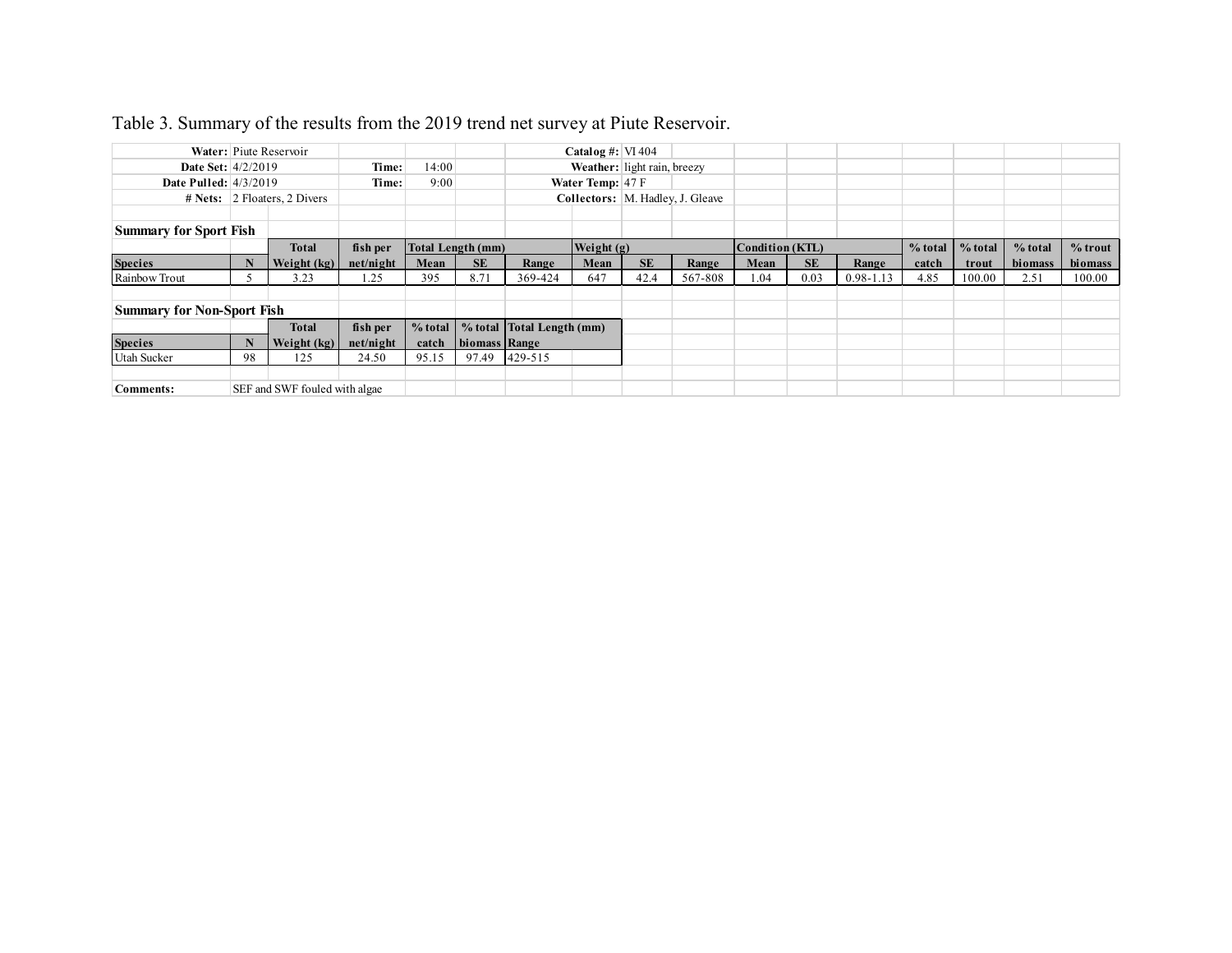Table 3. Summary of the results from the 2019 trend net survey at Piute Reservoir.

| | | | | | |
|---|---|---|---|---|---|
| **Water:** | Piute Reservoir | | | **Catalog #:** | VI 404 |
| **Date Set:** | 4/2/2019 | **Time:** | 14:00 | **Weather:** | light rain, breezy |
| **Date Pulled:** | 4/3/2019 | **Time:** | 9:00 | **Water Temp:** | 47 F |
| **# Nets:** | 2 Floaters, 2 Divers | | | **Collectors:** | M. Hadley, J. Gleave |

**Summary for Sport Fish**

| | | Total | fish per | Total Length (mm) | | | Weight (g) | | | Condition (KTL) | | | % total | % total | % total | % trout |
|---|---|---|---|---|---|---|---|---|---|---|---|---|---|---|---|---|
| **Species** | **N** | **Weight (kg)** | **net/night** | **Mean** | **SE** | **Range** | **Mean** | **SE** | **Range** | **Mean** | **SE** | **Range** | **catch** | **trout** | **biomass** | **biomass** |
| Rainbow Trout | 5 | 3.23 | 1.25 | 395 | 8.71 | 369-424 | 647 | 42.4 | 567-808 | 1.04 | 0.03 | 0.98-1.13 | 4.85 | 100.00 | 2.51 | 100.00 |

**Summary for Non-Sport Fish**

| | | Total | fish per | % total | % total | Total Length (mm) |
|---|---|---|---|---|---|---|
| **Species** | **N** | **Weight (kg)** | **net/night** | **catch** | **biomass** | **Range** |
| Utah Sucker | 98 | 125 | 24.50 | 95.15 | 97.49 | 429-515 |

**Comments:** SEF and SWF fouled with algae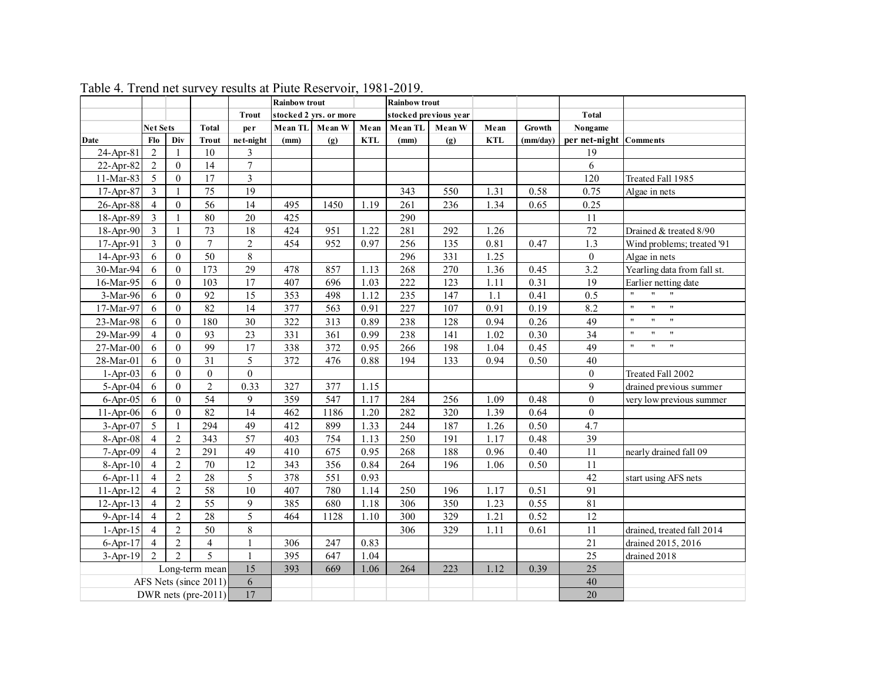Table 4. Trend net survey results at Piute Reservoir, 1981-2019.

| | | | | | Rainbow trout stocked 2 yrs. or more | | | Rainbow trout stocked previous year | | | | | |
|---|---|---|---|---|---|---|---|---|---|---|---|---|---|
| | Net Sets | | Total | Trout per | Mean TL | Mean W | Mean | Mean TL | Mean W | Mean | Growth | Total Nongame | |
| Date | Flo | Div | Trout | net-night | (mm) | (g) | KTL | (mm) | (g) | KTL | (mm/day) | per net-night | Comments |
| 24-Apr-81 | 2 | 1 | 10 | 3 | | | | | | | | 19 | |
| 22-Apr-82 | 2 | 0 | 14 | 7 | | | | | | | | 6 | |
| 11-Mar-83 | 5 | 0 | 17 | 3 | | | | | | | | 120 | Treated Fall 1985 |
| 17-Apr-87 | 3 | 1 | 75 | 19 | | | | 343 | 550 | 1.31 | 0.58 | 0.75 | Algae in nets |
| 26-Apr-88 | 4 | 0 | 56 | 14 | 495 | 1450 | 1.19 | 261 | 236 | 1.34 | 0.65 | 0.25 | |
| 18-Apr-89 | 3 | 1 | 80 | 20 | 425 | | | 290 | | | | 11 | |
| 18-Apr-90 | 3 | 1 | 73 | 18 | 424 | 951 | 1.22 | 281 | 292 | 1.26 | | 72 | Drained & treated 8/90 |
| 17-Apr-91 | 3 | 0 | 7 | 2 | 454 | 952 | 0.97 | 256 | 135 | 0.81 | 0.47 | 1.3 | Wind problems; treated '91 |
| 14-Apr-93 | 6 | 0 | 50 | 8 | | | | 296 | 331 | 1.25 | | 0 | Algae in nets |
| 30-Mar-94 | 6 | 0 | 173 | 29 | 478 | 857 | 1.13 | 268 | 270 | 1.36 | 0.45 | 3.2 | Yearling data from fall st. |
| 16-Mar-95 | 6 | 0 | 103 | 17 | 407 | 696 | 1.03 | 222 | 123 | 1.11 | 0.31 | 19 | Earlier netting date |
| 3-Mar-96 | 6 | 0 | 92 | 15 | 353 | 498 | 1.12 | 235 | 147 | 1.1 | 0.41 | 0.5 | " " " |
| 17-Mar-97 | 6 | 0 | 82 | 14 | 377 | 563 | 0.91 | 227 | 107 | 0.91 | 0.19 | 8.2 | " " " |
| 23-Mar-98 | 6 | 0 | 180 | 30 | 322 | 313 | 0.89 | 238 | 128 | 0.94 | 0.26 | 49 | " " " |
| 29-Mar-99 | 4 | 0 | 93 | 23 | 331 | 361 | 0.99 | 238 | 141 | 1.02 | 0.30 | 34 | " " " |
| 27-Mar-00 | 6 | 0 | 99 | 17 | 338 | 372 | 0.95 | 266 | 198 | 1.04 | 0.45 | 49 | " " " |
| 28-Mar-01 | 6 | 0 | 31 | 5 | 372 | 476 | 0.88 | 194 | 133 | 0.94 | 0.50 | 40 | |
| 1-Apr-03 | 6 | 0 | 0 | 0 | | | | | | | | 0 | Treated Fall 2002 |
| 5-Apr-04 | 6 | 0 | 2 | 0.33 | 327 | 377 | 1.15 | | | | | 9 | drained previous summer |
| 6-Apr-05 | 6 | 0 | 54 | 9 | 359 | 547 | 1.17 | 284 | 256 | 1.09 | 0.48 | 0 | very low previous summer |
| 11-Apr-06 | 6 | 0 | 82 | 14 | 462 | 1186 | 1.20 | 282 | 320 | 1.39 | 0.64 | 0 | |
| 3-Apr-07 | 5 | 1 | 294 | 49 | 412 | 899 | 1.33 | 244 | 187 | 1.26 | 0.50 | 4.7 | |
| 8-Apr-08 | 4 | 2 | 343 | 57 | 403 | 754 | 1.13 | 250 | 191 | 1.17 | 0.48 | 39 | |
| 7-Apr-09 | 4 | 2 | 291 | 49 | 410 | 675 | 0.95 | 268 | 188 | 0.96 | 0.40 | 11 | nearly drained fall 09 |
| 8-Apr-10 | 4 | 2 | 70 | 12 | 343 | 356 | 0.84 | 264 | 196 | 1.06 | 0.50 | 11 | |
| 6-Apr-11 | 4 | 2 | 28 | 5 | 378 | 551 | 0.93 | | | | | 42 | start using AFS nets |
| 11-Apr-12 | 4 | 2 | 58 | 10 | 407 | 780 | 1.14 | 250 | 196 | 1.17 | 0.51 | 91 | |
| 12-Apr-13 | 4 | 2 | 55 | 9 | 385 | 680 | 1.18 | 306 | 350 | 1.23 | 0.55 | 81 | |
| 9-Apr-14 | 4 | 2 | 28 | 5 | 464 | 1128 | 1.10 | 300 | 329 | 1.21 | 0.52 | 12 | |
| 1-Apr-15 | 4 | 2 | 50 | 8 | | | | 306 | 329 | 1.11 | 0.61 | 11 | drained, treated fall 2014 |
| 6-Apr-17 | 4 | 2 | 4 | 1 | 306 | 247 | 0.83 | | | | | 21 | drained 2015, 2016 |
| 3-Apr-19 | 2 | 2 | 5 | 1 | 395 | 647 | 1.04 | | | | | 25 | drained 2018 |
| | | | Long-term mean | 15 | 393 | 669 | 1.06 | 264 | 223 | 1.12 | 0.39 | 25 | |
| | | | AFS Nets (since 2011) | 6 | | | | | | | | 40 | |
| | | | DWR nets (pre-2011) | 17 | | | | | | | | 20 | |